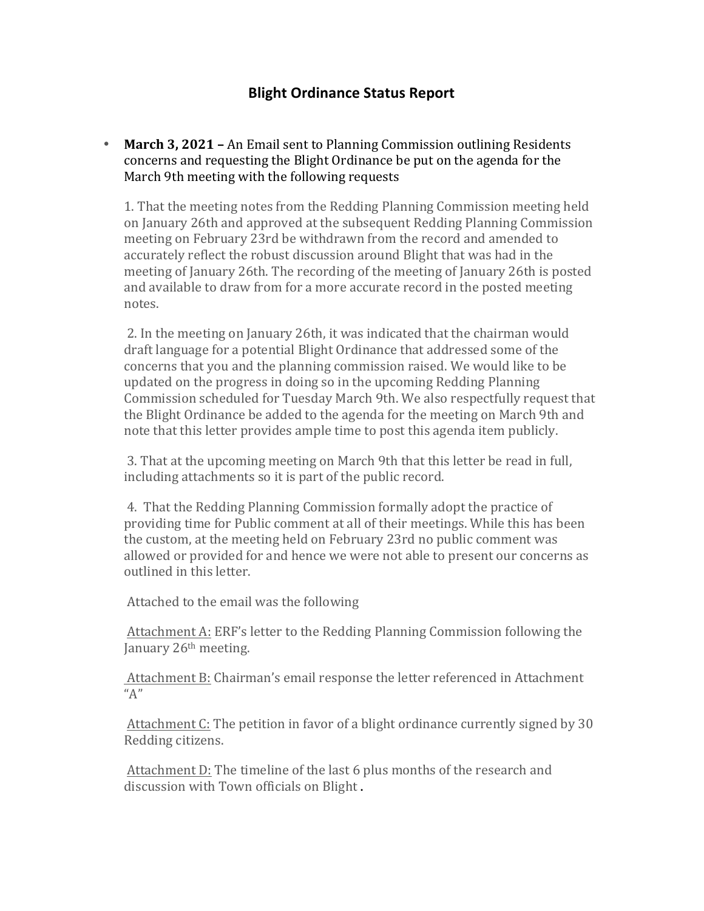# Blight Ordinance Status Report

- **March 3, 2021 –** An Email sent to Planning Commission outlining Residents concerns and requesting the Blight Ordinance be put on the agenda for the March 9th meeting with the following requests

  1. That the meeting notes from the Redding Planning Commission meeting held on January 26th and approved at the subsequent Redding Planning Commission meeting on February 23rd be withdrawn from the record and amended to accurately reflect the robust discussion around Blight that was had in the meeting of January 26th. The recording of the meeting of January 26th is posted and available to draw from for a more accurate record in the posted meeting notes.

  2. In the meeting on January 26th, it was indicated that the chairman would draft language for a potential Blight Ordinance that addressed some of the concerns that you and the planning commission raised. We would like to be updated on the progress in doing so in the upcoming Redding Planning Commission scheduled for Tuesday March 9th. We also respectfully request that the Blight Ordinance be added to the agenda for the meeting on March 9th and note that this letter provides ample time to post this agenda item publicly.

  3. That at the upcoming meeting on March 9th that this letter be read in full, including attachments so it is part of the public record.

  4. That the Redding Planning Commission formally adopt the practice of providing time for Public comment at all of their meetings. While this has been the custom, at the meeting held on February 23rd no public comment was allowed or provided for and hence we were not able to present our concerns as outlined in this letter.

  Attached to the email was the following

  Attachment A: ERF's letter to the Redding Planning Commission following the January 26th meeting.

  Attachment B: Chairman's email response the letter referenced in Attachment "A"

  Attachment C: The petition in favor of a blight ordinance currently signed by 30 Redding citizens.

  Attachment D: The timeline of the last 6 plus months of the research and discussion with Town officials on Blight .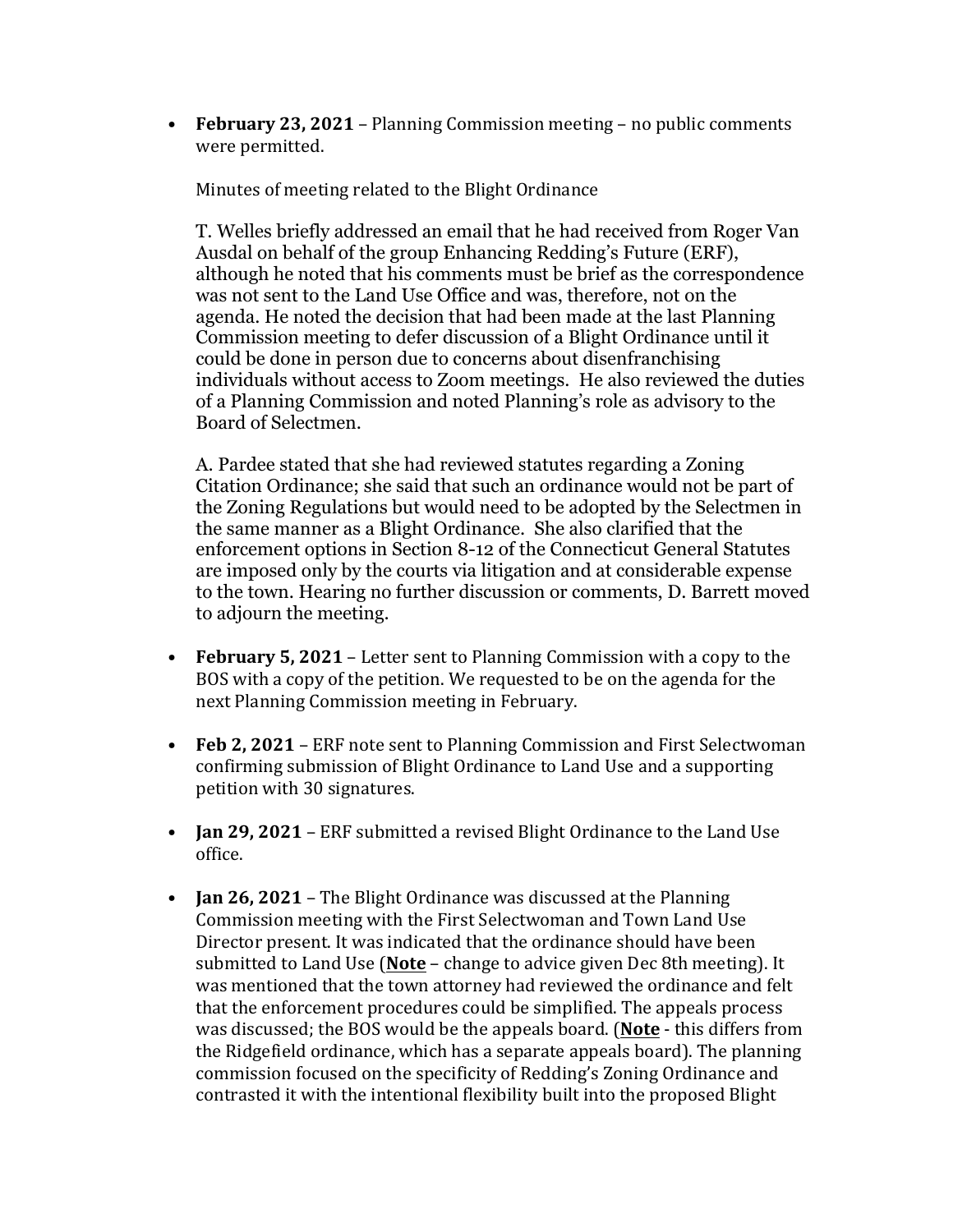- **February 23, 2021** – Planning Commission meeting – no public comments were permitted.

  Minutes of meeting related to the Blight Ordinance

  T. Welles briefly addressed an email that he had received from Roger Van Ausdal on behalf of the group Enhancing Redding's Future (ERF), although he noted that his comments must be brief as the correspondence was not sent to the Land Use Office and was, therefore, not on the agenda. He noted the decision that had been made at the last Planning Commission meeting to defer discussion of a Blight Ordinance until it could be done in person due to concerns about disenfranchising individuals without access to Zoom meetings. He also reviewed the duties of a Planning Commission and noted Planning's role as advisory to the Board of Selectmen.

  A. Pardee stated that she had reviewed statutes regarding a Zoning Citation Ordinance; she said that such an ordinance would not be part of the Zoning Regulations but would need to be adopted by the Selectmen in the same manner as a Blight Ordinance. She also clarified that the enforcement options in Section 8-12 of the Connecticut General Statutes are imposed only by the courts via litigation and at considerable expense to the town. Hearing no further discussion or comments, D. Barrett moved to adjourn the meeting.

- **February 5, 2021** – Letter sent to Planning Commission with a copy to the BOS with a copy of the petition. We requested to be on the agenda for the next Planning Commission meeting in February.

- **Feb 2, 2021** – ERF note sent to Planning Commission and First Selectwoman confirming submission of Blight Ordinance to Land Use and a supporting petition with 30 signatures.

- **Jan 29, 2021** – ERF submitted a revised Blight Ordinance to the Land Use office.

- **Jan 26, 2021** – The Blight Ordinance was discussed at the Planning Commission meeting with the First Selectwoman and Town Land Use Director present. It was indicated that the ordinance should have been submitted to Land Use (**Note** – change to advice given Dec 8th meeting). It was mentioned that the town attorney had reviewed the ordinance and felt that the enforcement procedures could be simplified. The appeals process was discussed; the BOS would be the appeals board. (**Note** - this differs from the Ridgefield ordinance, which has a separate appeals board). The planning commission focused on the specificity of Redding's Zoning Ordinance and contrasted it with the intentional flexibility built into the proposed Blight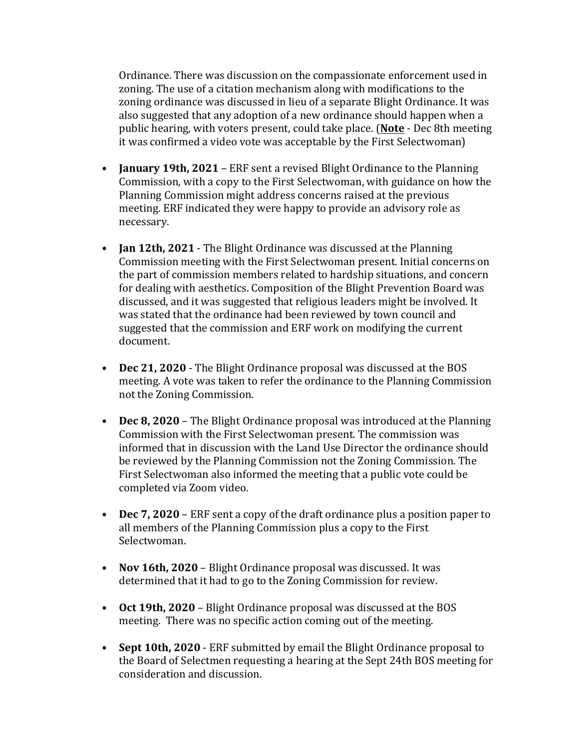Ordinance. There was discussion on the compassionate enforcement used in zoning. The use of a citation mechanism along with modifications to the zoning ordinance was discussed in lieu of a separate Blight Ordinance. It was also suggested that any adoption of a new ordinance should happen when a public hearing, with voters present, could take place. (**Note** - Dec 8th meeting it was confirmed a video vote was acceptable by the First Selectwoman)

- **January 19th, 2021** – ERF sent a revised Blight Ordinance to the Planning Commission, with a copy to the First Selectwoman, with guidance on how the Planning Commission might address concerns raised at the previous meeting. ERF indicated they were happy to provide an advisory role as necessary.

- **Jan 12th, 2021** - The Blight Ordinance was discussed at the Planning Commission meeting with the First Selectwoman present. Initial concerns on the part of commission members related to hardship situations, and concern for dealing with aesthetics. Composition of the Blight Prevention Board was discussed, and it was suggested that religious leaders might be involved. It was stated that the ordinance had been reviewed by town council and suggested that the commission and ERF work on modifying the current document.

- **Dec 21, 2020** - The Blight Ordinance proposal was discussed at the BOS meeting. A vote was taken to refer the ordinance to the Planning Commission not the Zoning Commission.

- **Dec 8, 2020** – The Blight Ordinance proposal was introduced at the Planning Commission with the First Selectwoman present. The commission was informed that in discussion with the Land Use Director the ordinance should be reviewed by the Planning Commission not the Zoning Commission. The First Selectwoman also informed the meeting that a public vote could be completed via Zoom video.

- **Dec 7, 2020** – ERF sent a copy of the draft ordinance plus a position paper to all members of the Planning Commission plus a copy to the First Selectwoman.

- **Nov 16th, 2020** – Blight Ordinance proposal was discussed. It was determined that it had to go to the Zoning Commission for review.

- **Oct 19th, 2020** – Blight Ordinance proposal was discussed at the BOS meeting. There was no specific action coming out of the meeting.

- **Sept 10th, 2020** - ERF submitted by email the Blight Ordinance proposal to the Board of Selectmen requesting a hearing at the Sept 24th BOS meeting for consideration and discussion.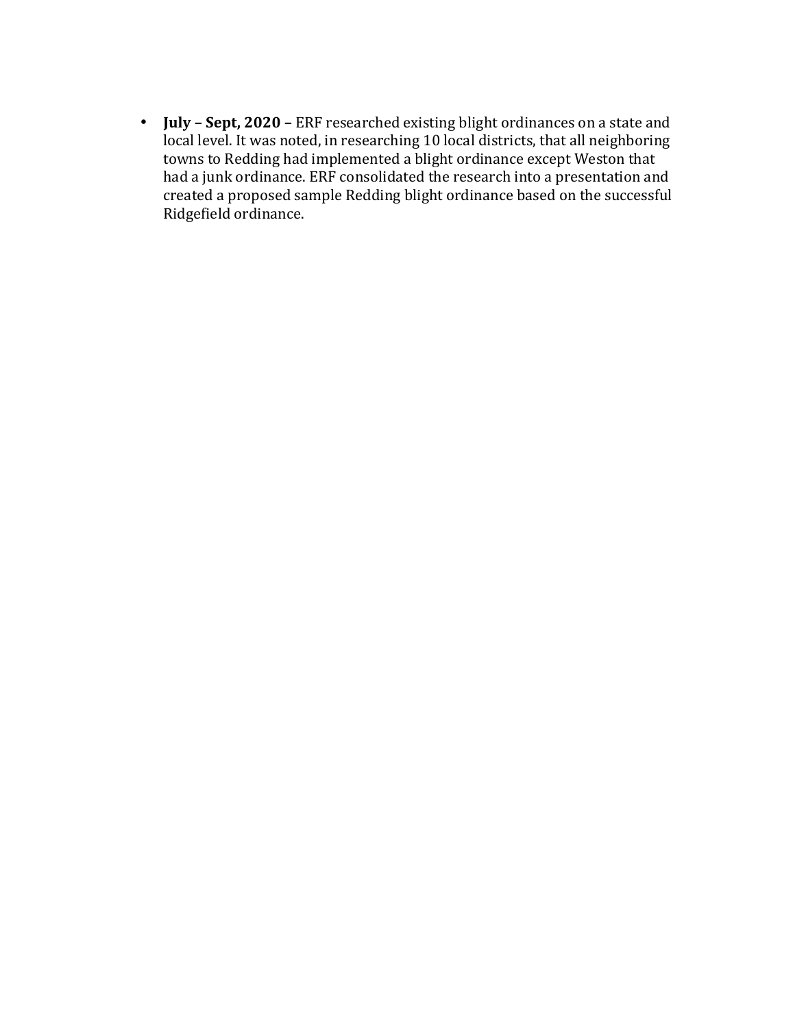- **July – Sept, 2020 –** ERF researched existing blight ordinances on a state and local level. It was noted, in researching 10 local districts, that all neighboring towns to Redding had implemented a blight ordinance except Weston that had a junk ordinance. ERF consolidated the research into a presentation and created a proposed sample Redding blight ordinance based on the successful Ridgefield ordinance.